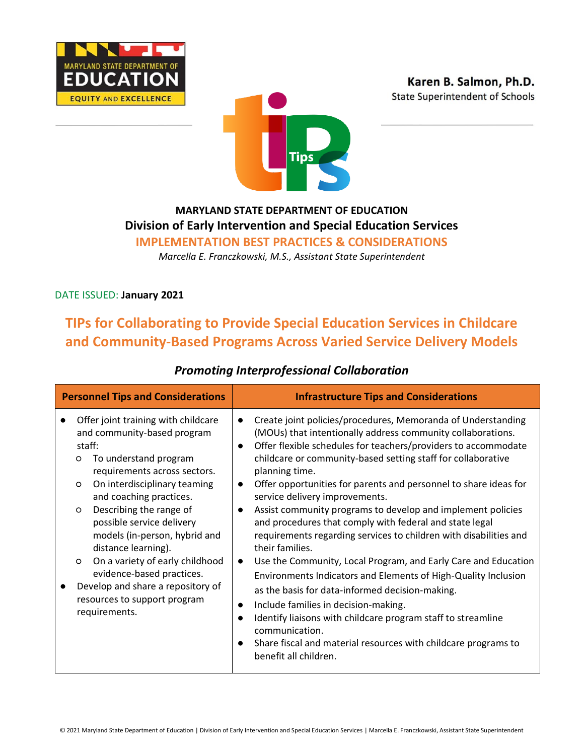MARYLAND STATE DEPARTMENT OF EDUCATION

EQUITY AND EXCELLENCE

**Karen B. Salmon, Ph.D.**
State Superintendent of Schools

**MARYLAND STATE DEPARTMENT OF EDUCATION**

**Division of Early Intervention and Special Education Services**

**IMPLEMENTATION BEST PRACTICES & CONSIDERATIONS**

*Marcella E. Franczkowski, M.S., Assistant State Superintendent*

DATE ISSUED: **January 2021**

# TIPs for Collaborating to Provide Special Education Services in Childcare and Community-Based Programs Across Varied Service Delivery Models

## *Promoting Interprofessional Collaboration*

| Personnel Tips and Considerations | Infrastructure Tips and Considerations |
|---|---|
| • Offer joint training with childcare and community-based program staff:<br>○ To understand program requirements across sectors.<br>○ On interdisciplinary teaming and coaching practices.<br>○ Describing the range of possible service delivery models (in-person, hybrid and distance learning).<br>○ On a variety of early childhood evidence-based practices.<br>• Develop and share a repository of resources to support program requirements. | • Create joint policies/procedures, Memoranda of Understanding (MOUs) that intentionally address community collaborations.<br>• Offer flexible schedules for teachers/providers to accommodate childcare or community-based setting staff for collaborative planning time.<br>• Offer opportunities for parents and personnel to share ideas for service delivery improvements.<br>• Assist community programs to develop and implement policies and procedures that comply with federal and state legal requirements regarding services to children with disabilities and their families.<br>• Use the Community, Local Program, and Early Care and Education Environments Indicators and Elements of High-Quality Inclusion as the basis for data-informed decision-making.<br>• Include families in decision-making.<br>• Identify liaisons with childcare program staff to streamline communication.<br>• Share fiscal and material resources with childcare programs to benefit all children. |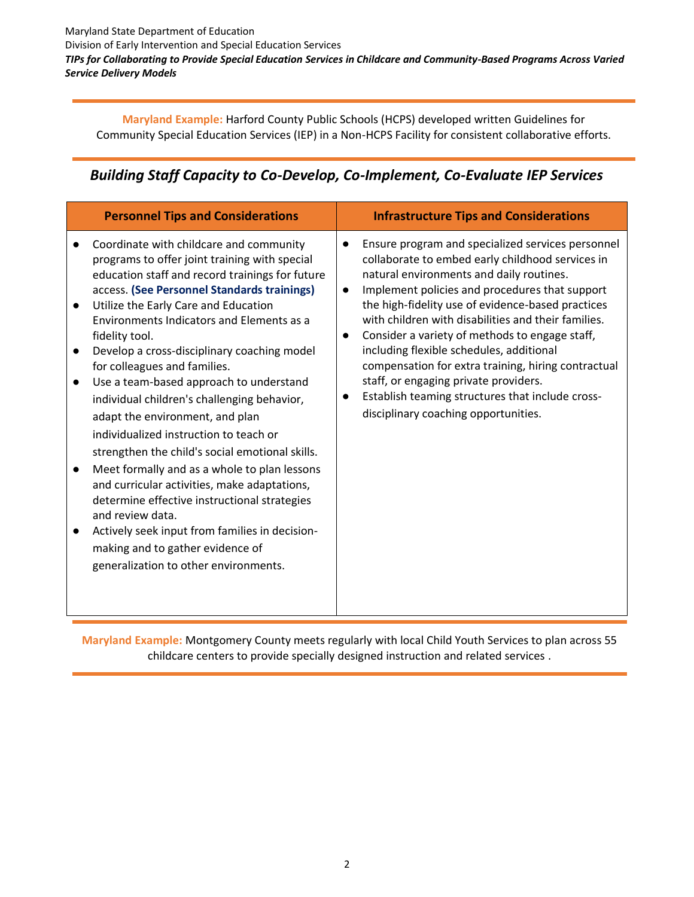**Maryland Example:** Harford County Public Schools (HCPS) developed written Guidelines for Community Special Education Services (IEP) in a Non-HCPS Facility for consistent collaborative efforts.

## *Building Staff Capacity to Co-Develop, Co-Implement, Co-Evaluate IEP Services*

| Personnel Tips and Considerations | Infrastructure Tips and Considerations |
|---|---|
| • Coordinate with childcare and community programs to offer joint training with special education staff and record trainings for future access. **(See Personnel Standards trainings)**<br>• Utilize the Early Care and Education Environments Indicators and Elements as a fidelity tool.<br>• Develop a cross-disciplinary coaching model for colleagues and families.<br>• Use a team-based approach to understand individual children's challenging behavior, adapt the environment, and plan individualized instruction to teach or strengthen the child's social emotional skills.<br>• Meet formally and as a whole to plan lessons and curricular activities, make adaptations, determine effective instructional strategies and review data.<br>• Actively seek input from families in decision-making and to gather evidence of generalization to other environments. | • Ensure program and specialized services personnel collaborate to embed early childhood services in natural environments and daily routines.<br>• Implement policies and procedures that support the high-fidelity use of evidence-based practices with children with disabilities and their families.<br>• Consider a variety of methods to engage staff, including flexible schedules, additional compensation for extra training, hiring contractual staff, or engaging private providers.<br>• Establish teaming structures that include cross-disciplinary coaching opportunities. |

**Maryland Example:** Montgomery County meets regularly with local Child Youth Services to plan across 55 childcare centers to provide specially designed instruction and related services .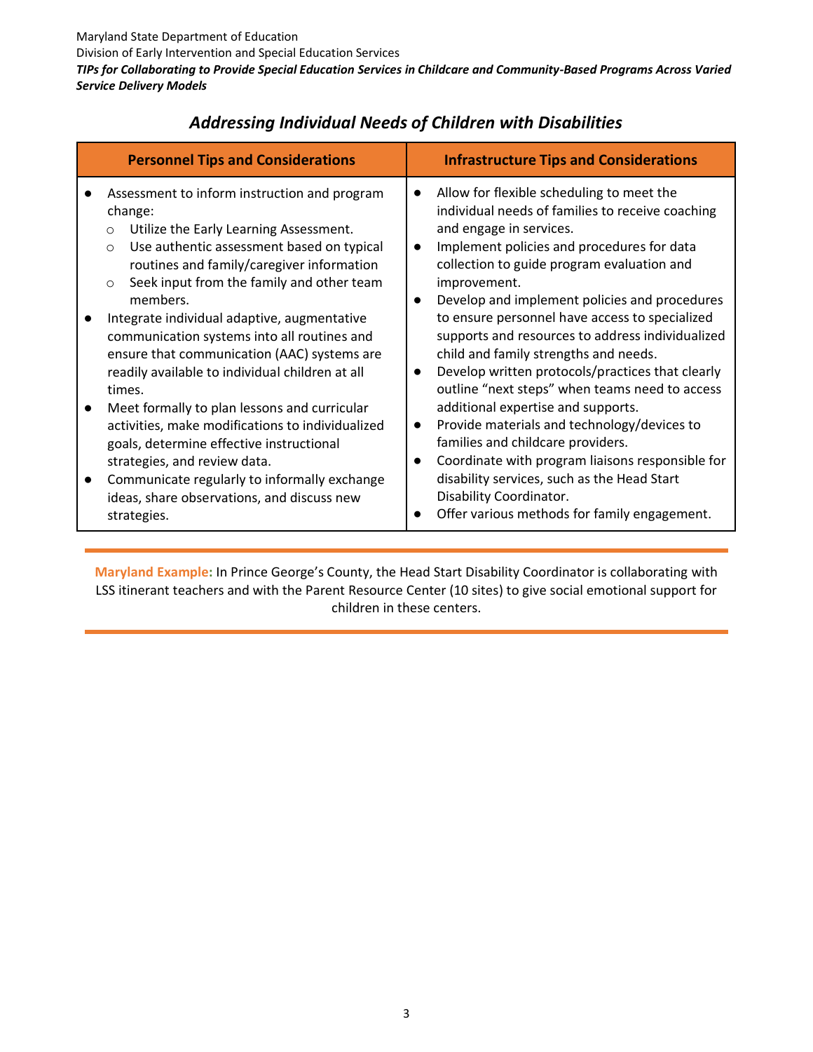## *Addressing Individual Needs of Children with Disabilities*

| Personnel Tips and Considerations | Infrastructure Tips and Considerations |
|---|---|
| • Assessment to inform instruction and program change:<br>  ○ Utilize the Early Learning Assessment.<br>  ○ Use authentic assessment based on typical routines and family/caregiver information<br>  ○ Seek input from the family and other team members.<br>• Integrate individual adaptive, augmentative communication systems into all routines and ensure that communication (AAC) systems are readily available to individual children at all times.<br>• Meet formally to plan lessons and curricular activities, make modifications to individualized goals, determine effective instructional strategies, and review data.<br>• Communicate regularly to informally exchange ideas, share observations, and discuss new strategies. | • Allow for flexible scheduling to meet the individual needs of families to receive coaching and engage in services.<br>• Implement policies and procedures for data collection to guide program evaluation and improvement.<br>• Develop and implement policies and procedures to ensure personnel have access to specialized supports and resources to address individualized child and family strengths and needs.<br>• Develop written protocols/practices that clearly outline "next steps" when teams need to access additional expertise and supports.<br>• Provide materials and technology/devices to families and childcare providers.<br>• Coordinate with program liaisons responsible for disability services, such as the Head Start Disability Coordinator.<br>• Offer various methods for family engagement. |

---

**Maryland Example:** In Prince George's County, the Head Start Disability Coordinator is collaborating with LSS itinerant teachers and with the Parent Resource Center (10 sites) to give social emotional support for children in these centers.

---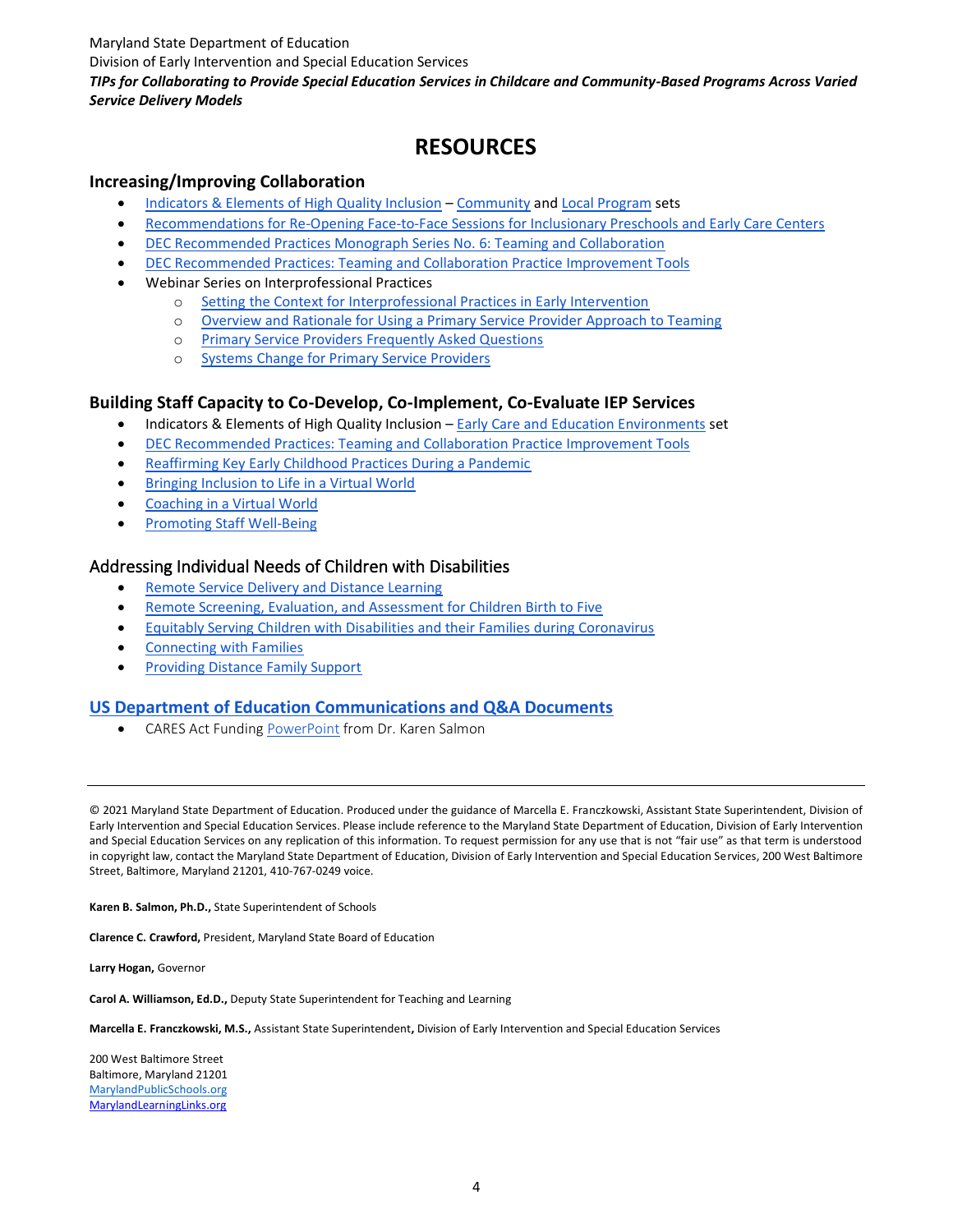# RESOURCES

## Increasing/Improving Collaboration

- Indicators & Elements of High Quality Inclusion – Community and Local Program sets
- Recommendations for Re-Opening Face-to-Face Sessions for Inclusionary Preschools and Early Care Centers
- DEC Recommended Practices Monograph Series No. 6: Teaming and Collaboration
- DEC Recommended Practices: Teaming and Collaboration Practice Improvement Tools
- Webinar Series on Interprofessional Practices
  - Setting the Context for Interprofessional Practices in Early Intervention
  - Overview and Rationale for Using a Primary Service Provider Approach to Teaming
  - Primary Service Providers Frequently Asked Questions
  - Systems Change for Primary Service Providers

## Building Staff Capacity to Co-Develop, Co-Implement, Co-Evaluate IEP Services

- Indicators & Elements of High Quality Inclusion – Early Care and Education Environments set
- DEC Recommended Practices: Teaming and Collaboration Practice Improvement Tools
- Reaffirming Key Early Childhood Practices During a Pandemic
- Bringing Inclusion to Life in a Virtual World
- Coaching in a Virtual World
- Promoting Staff Well-Being

## Addressing Individual Needs of Children with Disabilities

- Remote Service Delivery and Distance Learning
- Remote Screening, Evaluation, and Assessment for Children Birth to Five
- Equitably Serving Children with Disabilities and their Families during Coronavirus
- Connecting with Families
- Providing Distance Family Support

## US Department of Education Communications and Q&A Documents

- CARES Act Funding PowerPoint from Dr. Karen Salmon

---

© 2021 Maryland State Department of Education. Produced under the guidance of Marcella E. Franczkowski, Assistant State Superintendent, Division of Early Intervention and Special Education Services. Please include reference to the Maryland State Department of Education, Division of Early Intervention and Special Education Services on any replication of this information. To request permission for any use that is not "fair use" as that term is understood in copyright law, contact the Maryland State Department of Education, Division of Early Intervention and Special Education Services, 200 West Baltimore Street, Baltimore, Maryland 21201, 410-767-0249 voice.

**Karen B. Salmon, Ph.D.,** State Superintendent of Schools

**Clarence C. Crawford,** President, Maryland State Board of Education

**Larry Hogan,** Governor

**Carol A. Williamson, Ed.D.,** Deputy State Superintendent for Teaching and Learning

**Marcella E. Franczkowski, M.S.,** Assistant State Superintendent**,** Division of Early Intervention and Special Education Services

200 West Baltimore Street
Baltimore, Maryland 21201
MarylandPublicSchools.org
MarylandLearningLinks.org